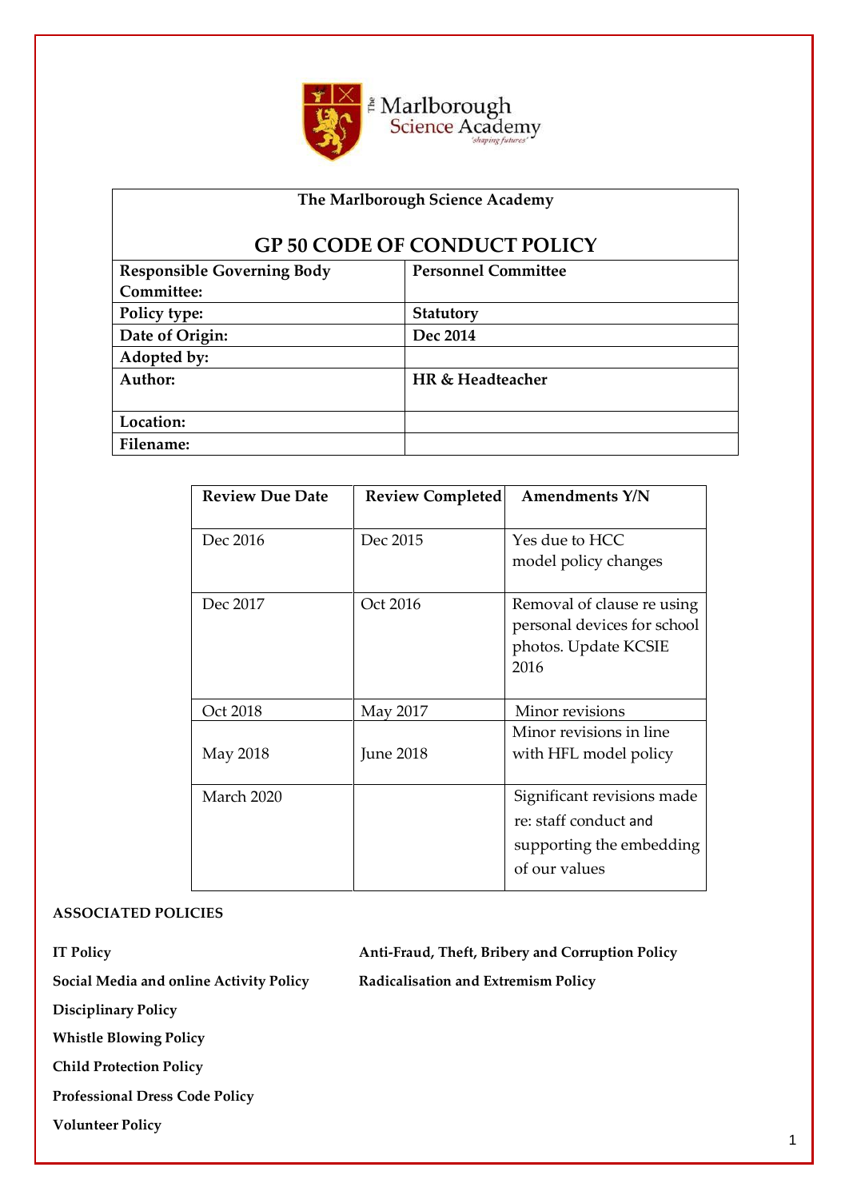| The Marlborough Science Academy | |
|---|---|
| **GP 50 CODE OF CONDUCT POLICY** | |
| **Responsible Governing Body Committee:** | **Personnel Committee** |
| **Policy type:** | **Statutory** |
| **Date of Origin:** | **Dec 2014** |
| **Adopted by:** | |
| **Author:** | **HR & Headteacher** |
| **Location:** | |
| **Filename:** | |

| Review Due Date | Review Completed | Amendments Y/N |
|---|---|---|
| Dec 2016 | Dec 2015 | Yes due to HCC model policy changes |
| Dec 2017 | Oct 2016 | Removal of clause re using personal devices for school photos. Update KCSIE 2016 |
| Oct 2018 | May 2017 | Minor revisions |
| May 2018 | June 2018 | Minor revisions in line with HFL model policy |
| March 2020 | | Significant revisions made re: staff conduct and supporting the embedding of our values |

**ASSOCIATED POLICIES**

**IT Policy**

**Social Media and online Activity Policy**

**Disciplinary Policy**

**Whistle Blowing Policy**

**Child Protection Policy**

**Professional Dress Code Policy**

**Volunteer Policy**

**Anti-Fraud, Theft, Bribery and Corruption Policy**

**Radicalisation and Extremism Policy**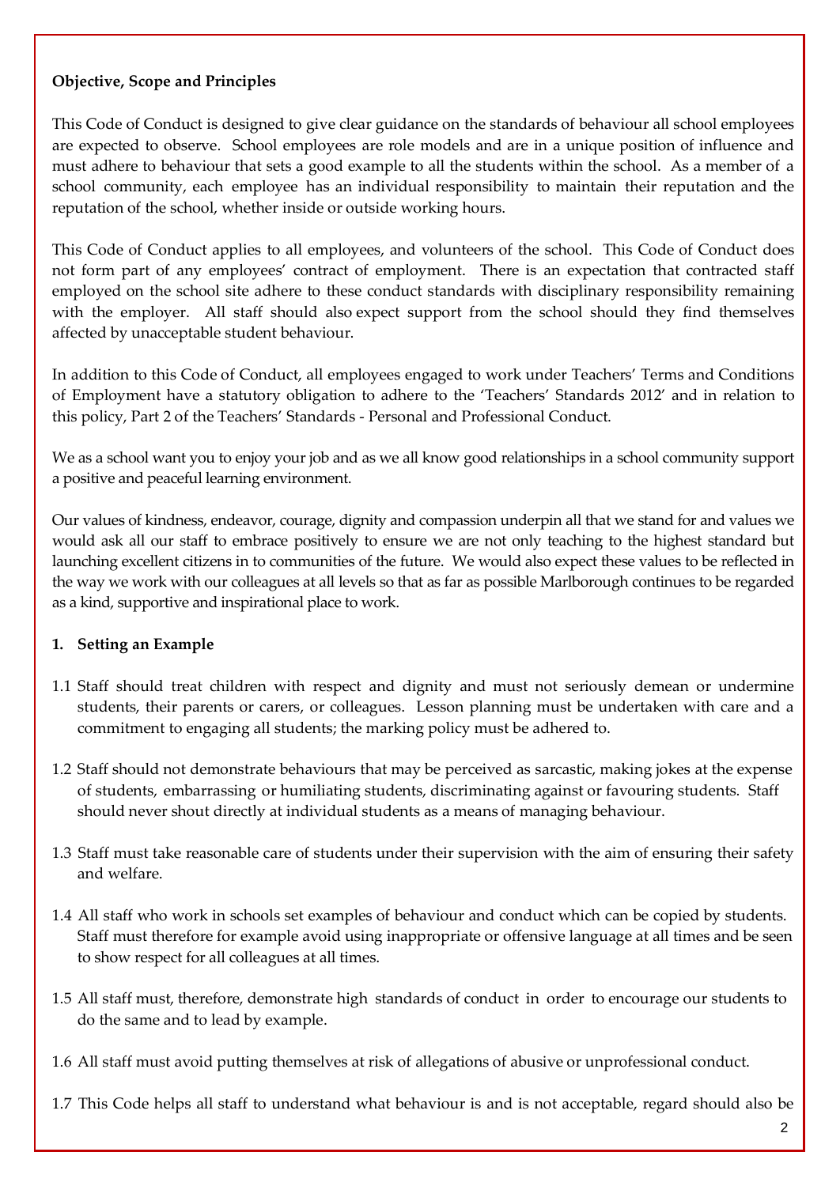**Objective, Scope and Principles**

This Code of Conduct is designed to give clear guidance on the standards of behaviour all school employees are expected to observe. School employees are role models and are in a unique position of influence and must adhere to behaviour that sets a good example to all the students within the school. As a member of a school community, each employee has an individual responsibility to maintain their reputation and the reputation of the school, whether inside or outside working hours.

This Code of Conduct applies to all employees, and volunteers of the school. This Code of Conduct does not form part of any employees' contract of employment. There is an expectation that contracted staff employed on the school site adhere to these conduct standards with disciplinary responsibility remaining with the employer. All staff should also expect support from the school should they find themselves affected by unacceptable student behaviour.

In addition to this Code of Conduct, all employees engaged to work under Teachers' Terms and Conditions of Employment have a statutory obligation to adhere to the 'Teachers' Standards 2012' and in relation to this policy, Part 2 of the Teachers' Standards - Personal and Professional Conduct.

We as a school want you to enjoy your job and as we all know good relationships in a school community support a positive and peaceful learning environment.

Our values of kindness, endeavor, courage, dignity and compassion underpin all that we stand for and values we would ask all our staff to embrace positively to ensure we are not only teaching to the highest standard but launching excellent citizens in to communities of the future. We would also expect these values to be reflected in the way we work with our colleagues at all levels so that as far as possible Marlborough continues to be regarded as a kind, supportive and inspirational place to work.

**1. Setting an Example**

1.1 Staff should treat children with respect and dignity and must not seriously demean or undermine students, their parents or carers, or colleagues. Lesson planning must be undertaken with care and a commitment to engaging all students; the marking policy must be adhered to.

1.2 Staff should not demonstrate behaviours that may be perceived as sarcastic, making jokes at the expense of students, embarrassing or humiliating students, discriminating against or favouring students. Staff should never shout directly at individual students as a means of managing behaviour.

1.3 Staff must take reasonable care of students under their supervision with the aim of ensuring their safety and welfare.

1.4 All staff who work in schools set examples of behaviour and conduct which can be copied by students. Staff must therefore for example avoid using inappropriate or offensive language at all times and be seen to show respect for all colleagues at all times.

1.5 All staff must, therefore, demonstrate high standards of conduct in order to encourage our students to do the same and to lead by example.

1.6 All staff must avoid putting themselves at risk of allegations of abusive or unprofessional conduct.

1.7 This Code helps all staff to understand what behaviour is and is not acceptable, regard should also be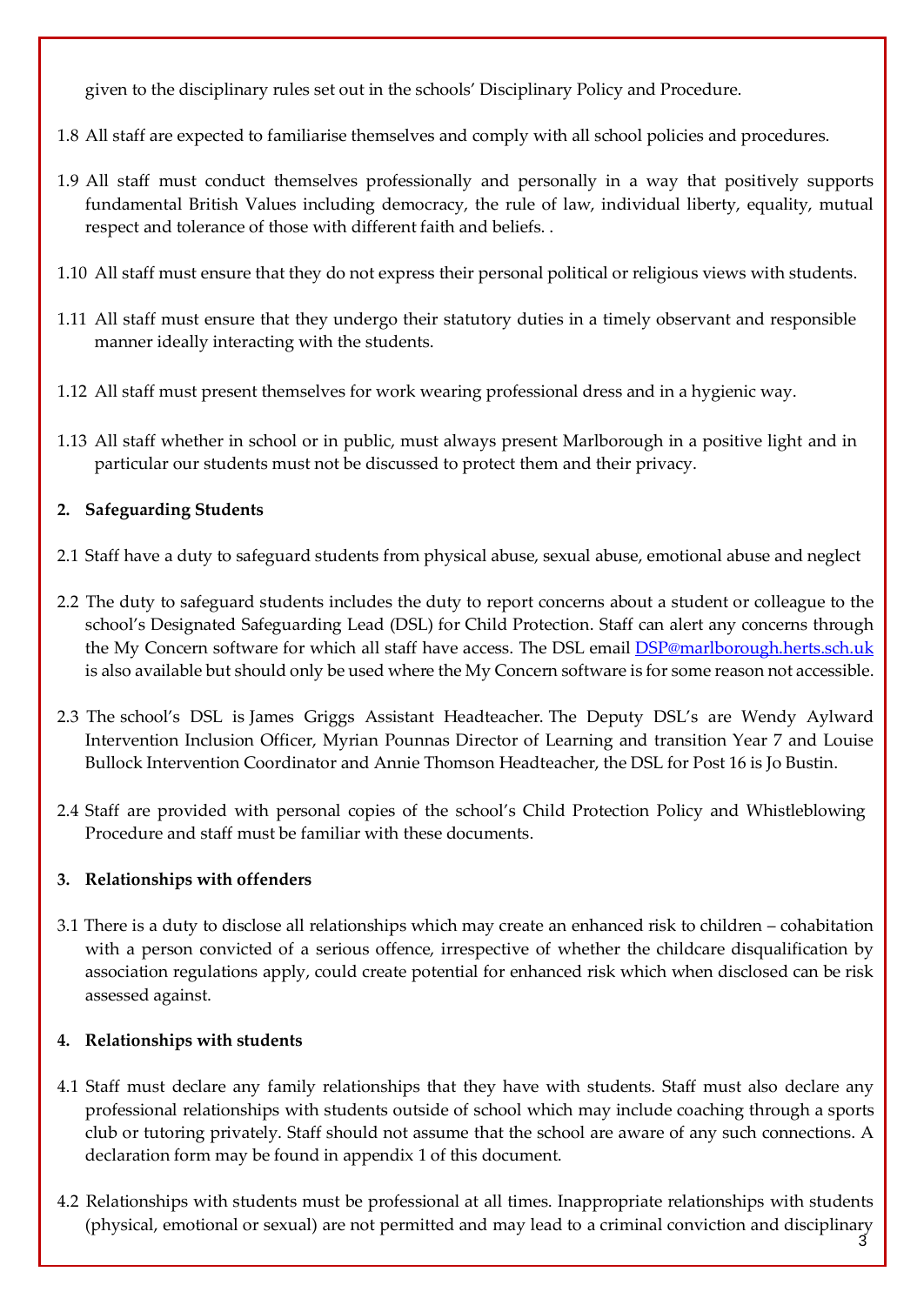given to the disciplinary rules set out in the schools' Disciplinary Policy and Procedure.

1.8 All staff are expected to familiarise themselves and comply with all school policies and procedures.

1.9 All staff must conduct themselves professionally and personally in a way that positively supports fundamental British Values including democracy, the rule of law, individual liberty, equality, mutual respect and tolerance of those with different faith and beliefs. .

1.10 All staff must ensure that they do not express their personal political or religious views with students.

1.11 All staff must ensure that they undergo their statutory duties in a timely observant and responsible manner ideally interacting with the students.

1.12 All staff must present themselves for work wearing professional dress and in a hygienic way.

1.13 All staff whether in school or in public, must always present Marlborough in a positive light and in particular our students must not be discussed to protect them and their privacy.

**2. Safeguarding Students**

2.1 Staff have a duty to safeguard students from physical abuse, sexual abuse, emotional abuse and neglect

2.2 The duty to safeguard students includes the duty to report concerns about a student or colleague to the school's Designated Safeguarding Lead (DSL) for Child Protection. Staff can alert any concerns through the My Concern software for which all staff have access. The DSL email DSP@marlborough.herts.sch.uk is also available but should only be used where the My Concern software is for some reason not accessible.

2.3 The school's DSL is James Griggs Assistant Headteacher. The Deputy DSL's are Wendy Aylward Intervention Inclusion Officer, Myrian Pounnas Director of Learning and transition Year 7 and Louise Bullock Intervention Coordinator and Annie Thomson Headteacher, the DSL for Post 16 is Jo Bustin.

2.4 Staff are provided with personal copies of the school's Child Protection Policy and Whistleblowing Procedure and staff must be familiar with these documents.

**3. Relationships with offenders**

3.1 There is a duty to disclose all relationships which may create an enhanced risk to children – cohabitation with a person convicted of a serious offence, irrespective of whether the childcare disqualification by association regulations apply, could create potential for enhanced risk which when disclosed can be risk assessed against.

**4. Relationships with students**

4.1 Staff must declare any family relationships that they have with students. Staff must also declare any professional relationships with students outside of school which may include coaching through a sports club or tutoring privately. Staff should not assume that the school are aware of any such connections. A declaration form may be found in appendix 1 of this document.

4.2 Relationships with students must be professional at all times. Inappropriate relationships with students (physical, emotional or sexual) are not permitted and may lead to a criminal conviction and disciplinary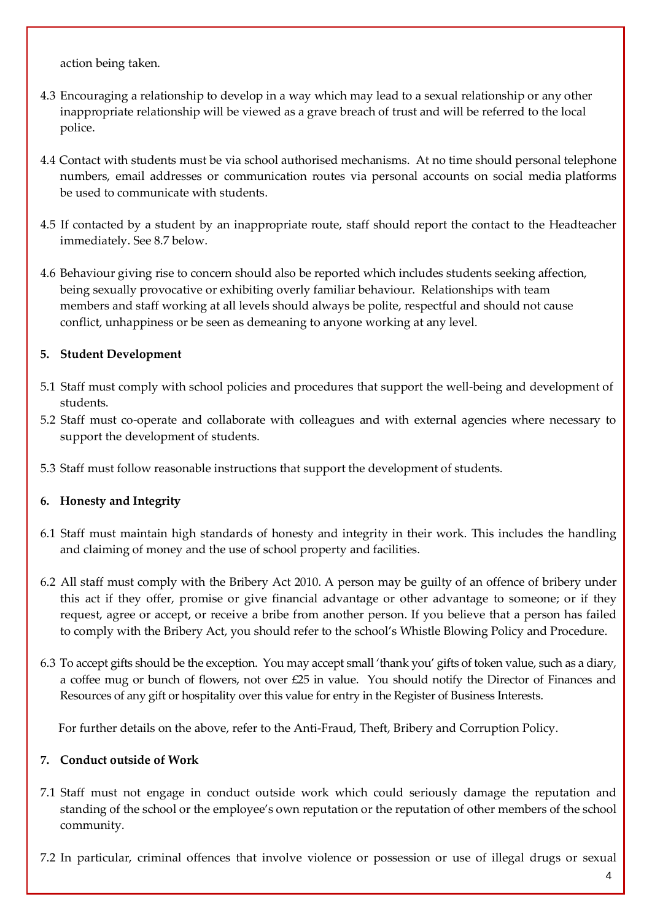action being taken.

4.3 Encouraging a relationship to develop in a way which may lead to a sexual relationship or any other inappropriate relationship will be viewed as a grave breach of trust and will be referred to the local police.

4.4 Contact with students must be via school authorised mechanisms. At no time should personal telephone numbers, email addresses or communication routes via personal accounts on social media platforms be used to communicate with students.

4.5 If contacted by a student by an inappropriate route, staff should report the contact to the Headteacher immediately. See 8.7 below.

4.6 Behaviour giving rise to concern should also be reported which includes students seeking affection, being sexually provocative or exhibiting overly familiar behaviour. Relationships with team members and staff working at all levels should always be polite, respectful and should not cause conflict, unhappiness or be seen as demeaning to anyone working at any level.

**5. Student Development**

5.1 Staff must comply with school policies and procedures that support the well-being and development of students.

5.2 Staff must co-operate and collaborate with colleagues and with external agencies where necessary to support the development of students.

5.3 Staff must follow reasonable instructions that support the development of students.

**6. Honesty and Integrity**

6.1 Staff must maintain high standards of honesty and integrity in their work. This includes the handling and claiming of money and the use of school property and facilities.

6.2 All staff must comply with the Bribery Act 2010. A person may be guilty of an offence of bribery under this act if they offer, promise or give financial advantage or other advantage to someone; or if they request, agree or accept, or receive a bribe from another person. If you believe that a person has failed to comply with the Bribery Act, you should refer to the school's Whistle Blowing Policy and Procedure.

6.3 To accept gifts should be the exception. You may accept small 'thank you' gifts of token value, such as a diary, a coffee mug or bunch of flowers, not over £25 in value. You should notify the Director of Finances and Resources of any gift or hospitality over this value for entry in the Register of Business Interests.

For further details on the above, refer to the Anti-Fraud, Theft, Bribery and Corruption Policy.

**7. Conduct outside of Work**

7.1 Staff must not engage in conduct outside work which could seriously damage the reputation and standing of the school or the employee's own reputation or the reputation of other members of the school community.

7.2 In particular, criminal offences that involve violence or possession or use of illegal drugs or sexual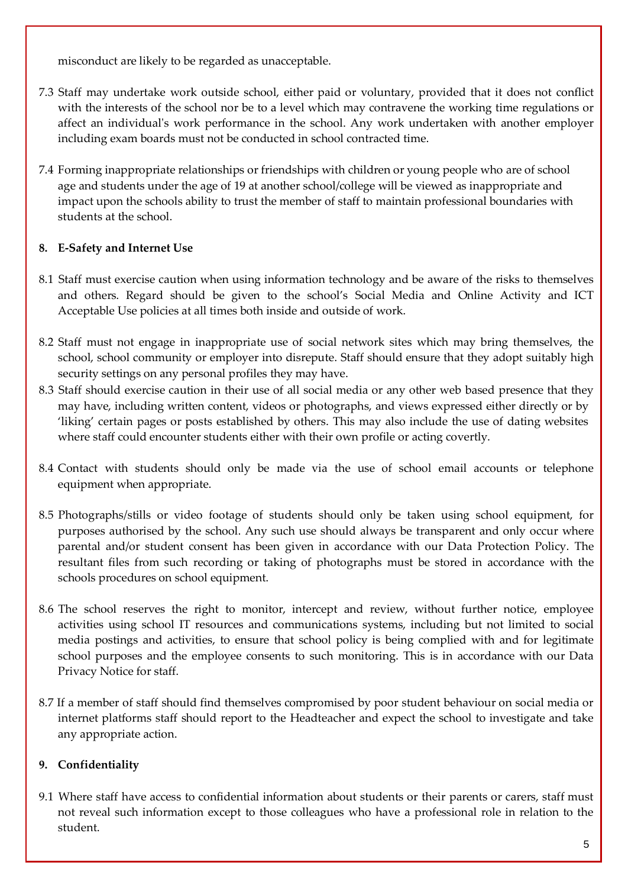misconduct are likely to be regarded as unacceptable.

7.3 Staff may undertake work outside school, either paid or voluntary, provided that it does not conflict with the interests of the school nor be to a level which may contravene the working time regulations or affect an individual's work performance in the school. Any work undertaken with another employer including exam boards must not be conducted in school contracted time.

7.4 Forming inappropriate relationships or friendships with children or young people who are of school age and students under the age of 19 at another school/college will be viewed as inappropriate and impact upon the schools ability to trust the member of staff to maintain professional boundaries with students at the school.

**8. E-Safety and Internet Use**

8.1 Staff must exercise caution when using information technology and be aware of the risks to themselves and others. Regard should be given to the school's Social Media and Online Activity and ICT Acceptable Use policies at all times both inside and outside of work.

8.2 Staff must not engage in inappropriate use of social network sites which may bring themselves, the school, school community or employer into disrepute. Staff should ensure that they adopt suitably high security settings on any personal profiles they may have.

8.3 Staff should exercise caution in their use of all social media or any other web based presence that they may have, including written content, videos or photographs, and views expressed either directly or by 'liking' certain pages or posts established by others. This may also include the use of dating websites where staff could encounter students either with their own profile or acting covertly.

8.4 Contact with students should only be made via the use of school email accounts or telephone equipment when appropriate.

8.5 Photographs/stills or video footage of students should only be taken using school equipment, for purposes authorised by the school. Any such use should always be transparent and only occur where parental and/or student consent has been given in accordance with our Data Protection Policy. The resultant files from such recording or taking of photographs must be stored in accordance with the schools procedures on school equipment.

8.6 The school reserves the right to monitor, intercept and review, without further notice, employee activities using school IT resources and communications systems, including but not limited to social media postings and activities, to ensure that school policy is being complied with and for legitimate school purposes and the employee consents to such monitoring. This is in accordance with our Data Privacy Notice for staff.

8.7 If a member of staff should find themselves compromised by poor student behaviour on social media or internet platforms staff should report to the Headteacher and expect the school to investigate and take any appropriate action.

**9. Confidentiality**

9.1 Where staff have access to confidential information about students or their parents or carers, staff must not reveal such information except to those colleagues who have a professional role in relation to the student.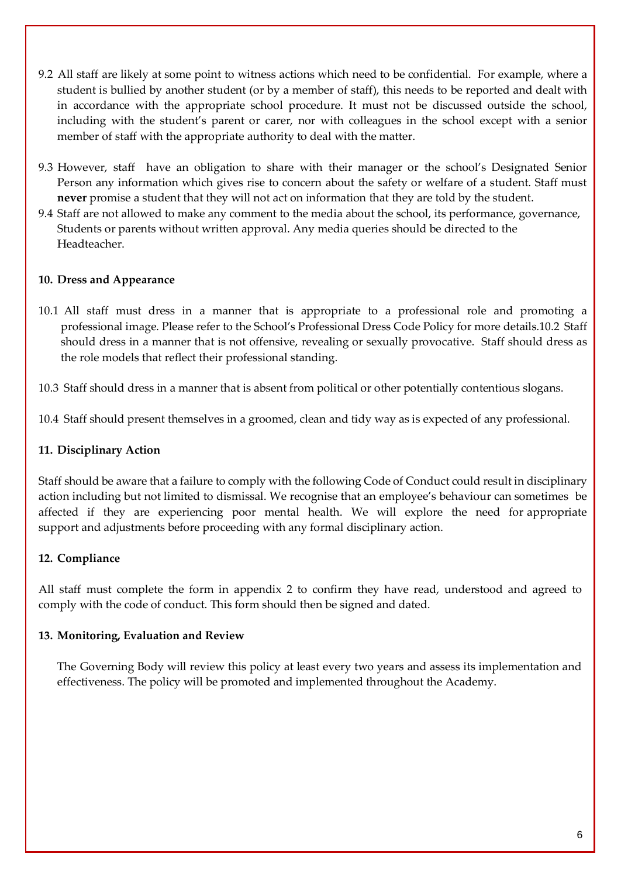9.2 All staff are likely at some point to witness actions which need to be confidential. For example, where a student is bullied by another student (or by a member of staff), this needs to be reported and dealt with in accordance with the appropriate school procedure. It must not be discussed outside the school, including with the student's parent or carer, nor with colleagues in the school except with a senior member of staff with the appropriate authority to deal with the matter.

9.3 However, staff have an obligation to share with their manager or the school's Designated Senior Person any information which gives rise to concern about the safety or welfare of a student. Staff must **never** promise a student that they will not act on information that they are told by the student.

9.4 Staff are not allowed to make any comment to the media about the school, its performance, governance, Students or parents without written approval. Any media queries should be directed to the Headteacher.

**10. Dress and Appearance**

10.1 All staff must dress in a manner that is appropriate to a professional role and promoting a professional image. Please refer to the School's Professional Dress Code Policy for more details.10.2 Staff should dress in a manner that is not offensive, revealing or sexually provocative. Staff should dress as the role models that reflect their professional standing.

10.3 Staff should dress in a manner that is absent from political or other potentially contentious slogans.

10.4 Staff should present themselves in a groomed, clean and tidy way as is expected of any professional.

**11. Disciplinary Action**

Staff should be aware that a failure to comply with the following Code of Conduct could result in disciplinary action including but not limited to dismissal. We recognise that an employee's behaviour can sometimes be affected if they are experiencing poor mental health. We will explore the need for appropriate support and adjustments before proceeding with any formal disciplinary action.

**12. Compliance**

All staff must complete the form in appendix 2 to confirm they have read, understood and agreed to comply with the code of conduct. This form should then be signed and dated.

**13. Monitoring, Evaluation and Review**

The Governing Body will review this policy at least every two years and assess its implementation and effectiveness. The policy will be promoted and implemented throughout the Academy.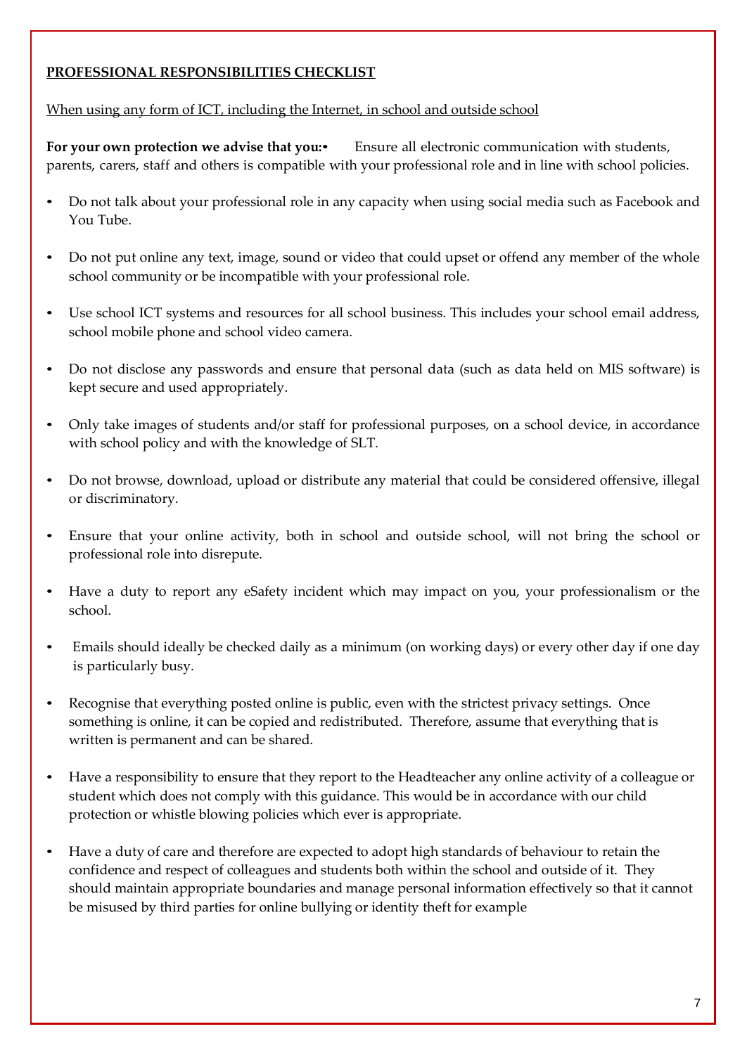**<u>PROFESSIONAL RESPONSIBILITIES CHECKLIST</u>**

<u>When using any form of ICT, including the Internet, in school and outside school</u>

**For your own protection we advise that you:**

- Ensure all electronic communication with students, parents, carers, staff and others is compatible with your professional role and in line with school policies.

- Do not talk about your professional role in any capacity when using social media such as Facebook and You Tube.

- Do not put online any text, image, sound or video that could upset or offend any member of the whole school community or be incompatible with your professional role.

- Use school ICT systems and resources for all school business. This includes your school email address, school mobile phone and school video camera.

- Do not disclose any passwords and ensure that personal data (such as data held on MIS software) is kept secure and used appropriately.

- Only take images of students and/or staff for professional purposes, on a school device, in accordance with school policy and with the knowledge of SLT.

- Do not browse, download, upload or distribute any material that could be considered offensive, illegal or discriminatory.

- Ensure that your online activity, both in school and outside school, will not bring the school or professional role into disrepute.

- Have a duty to report any eSafety incident which may impact on you, your professionalism or the school.

- Emails should ideally be checked daily as a minimum (on working days) or every other day if one day is particularly busy.

- Recognise that everything posted online is public, even with the strictest privacy settings. Once something is online, it can be copied and redistributed. Therefore, assume that everything that is written is permanent and can be shared.

- Have a responsibility to ensure that they report to the Headteacher any online activity of a colleague or student which does not comply with this guidance. This would be in accordance with our child protection or whistle blowing policies which ever is appropriate.

- Have a duty of care and therefore are expected to adopt high standards of behaviour to retain the confidence and respect of colleagues and students both within the school and outside of it. They should maintain appropriate boundaries and manage personal information effectively so that it cannot be misused by third parties for online bullying or identity theft for example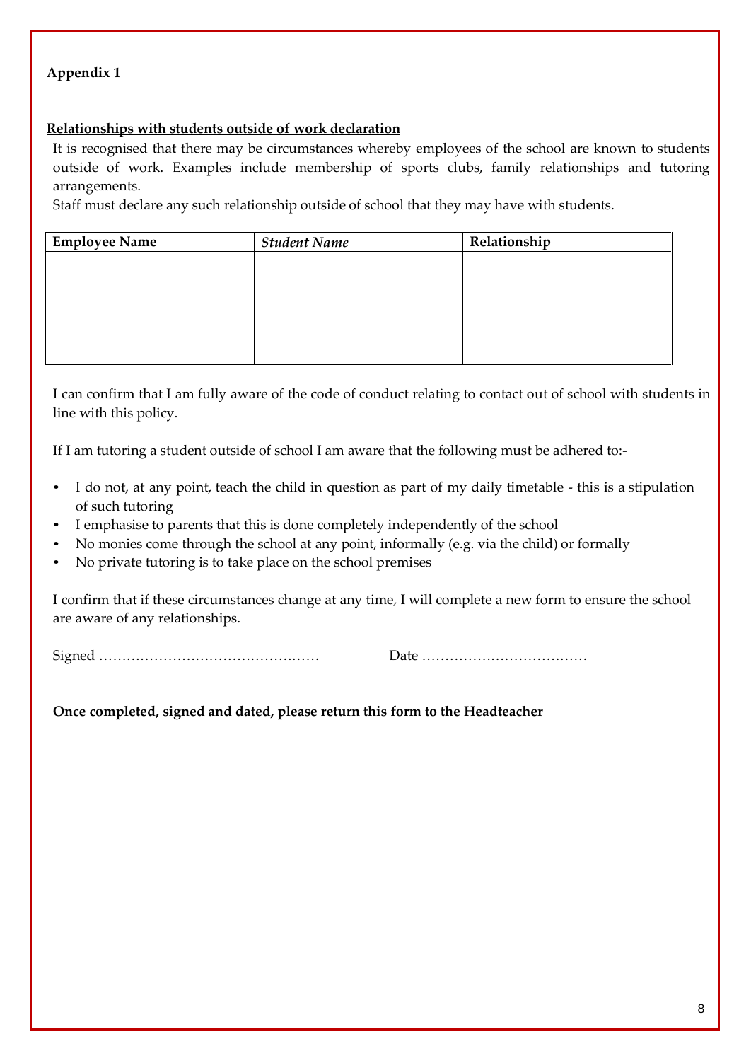**Appendix 1**

**Relationships with students outside of work declaration**

It is recognised that there may be circumstances whereby employees of the school are known to students outside of work. Examples include membership of sports clubs, family relationships and tutoring arrangements.

Staff must declare any such relationship outside of school that they may have with students.

| **Employee Name** | ***Student Name*** | **Relationship** |
|---|---|---|
| | | |
| | | |

I can confirm that I am fully aware of the code of conduct relating to contact out of school with students in line with this policy.

If I am tutoring a student outside of school I am aware that the following must be adhered to:-

- I do not, at any point, teach the child in question as part of my daily timetable - this is a stipulation of such tutoring
- I emphasise to parents that this is done completely independently of the school
- No monies come through the school at any point, informally (e.g. via the child) or formally
- No private tutoring is to take place on the school premises

I confirm that if these circumstances change at any time, I will complete a new form to ensure the school are aware of any relationships.

Signed ………………………………………… Date ………………………………

**Once completed, signed and dated, please return this form to the Headteacher**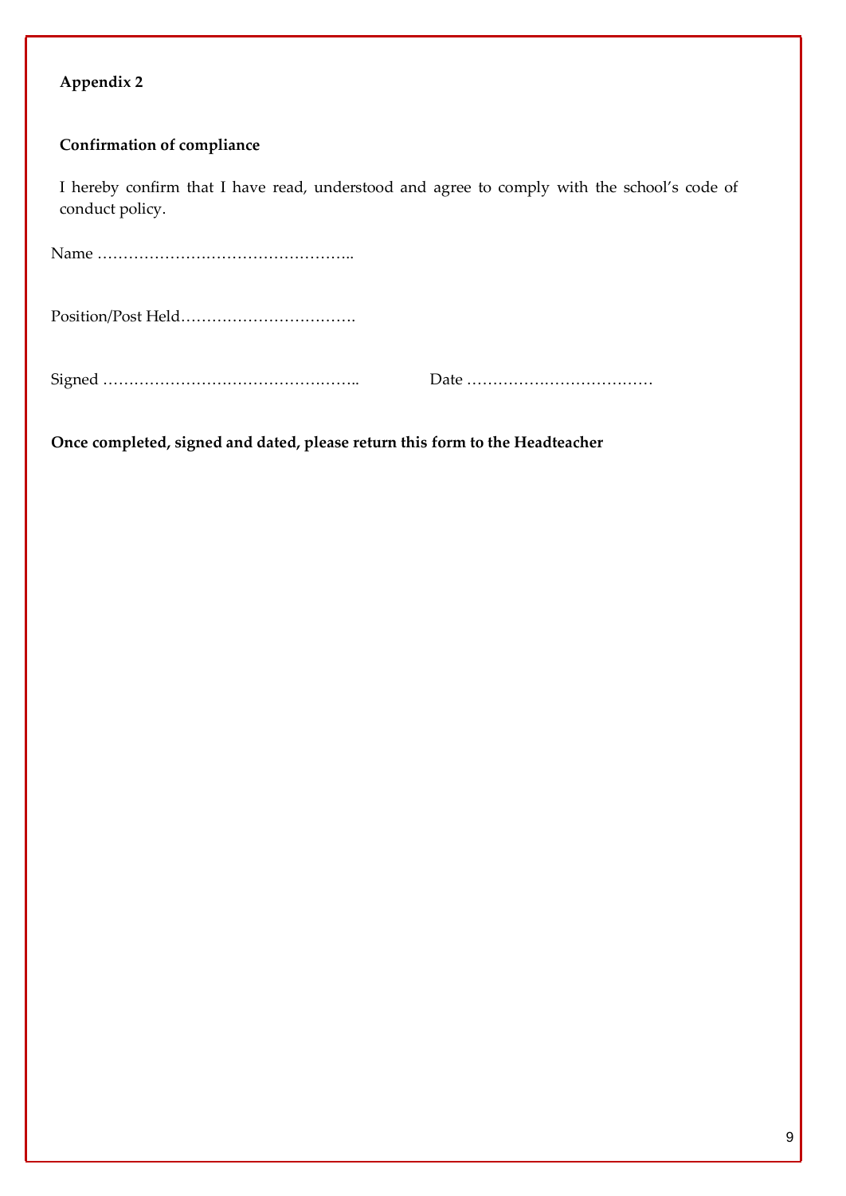**Appendix 2**

**Confirmation of compliance**

I hereby confirm that I have read, understood and agree to comply with the school's code of conduct policy.

Name …………………………………………..

Position/Post Held…………………………….

Signed …………………………………………..    Date ………………………………

**Once completed, signed and dated, please return this form to the Headteacher**